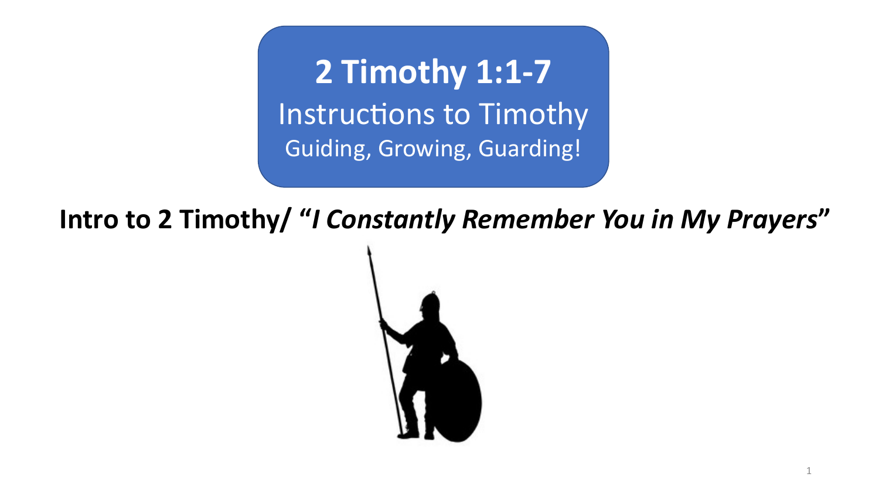# 2 Timothy 1:1-7

## Instructions to Timothy

### Guiding, Growing, Guarding!

**Intro to 2 Timothy/ "*I Constantly Remember You in My Prayers*"**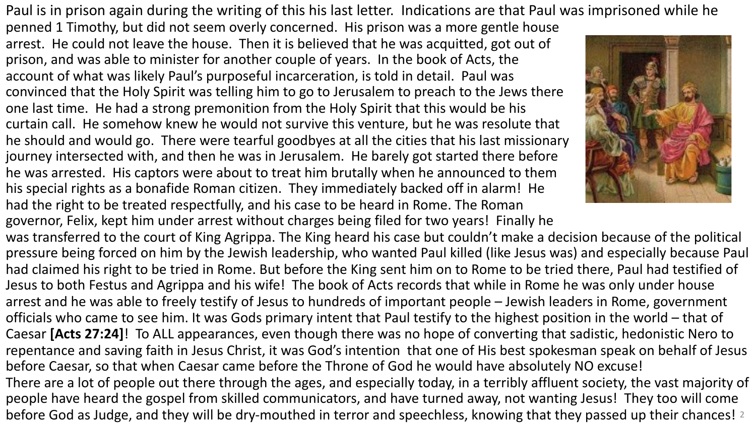Paul is in prison again during the writing of this his last letter. Indications are that Paul was imprisoned while he penned 1 Timothy, but did not seem overly concerned. His prison was a more gentle house arrest. He could not leave the house. Then it is believed that he was acquitted, got out of prison, and was able to minister for another couple of years. In the book of Acts, the account of what was likely Paul's purposeful incarceration, is told in detail. Paul was convinced that the Holy Spirit was telling him to go to Jerusalem to preach to the Jews there one last time. He had a strong premonition from the Holy Spirit that this would be his curtain call. He somehow knew he would not survive this venture, but he was resolute that he should and would go. There were tearful goodbyes at all the cities that his last missionary journey intersected with, and then he was in Jerusalem. He barely got started there before he was arrested. His captors were about to treat him brutally when he announced to them his special rights as a bonafide Roman citizen. They immediately backed off in alarm! He had the right to be treated respectfully, and his case to be heard in Rome. The Roman governor, Felix, kept him under arrest without charges being filed for two years! Finally he was transferred to the court of King Agrippa. The King heard his case but couldn't make a decision because of the political pressure being forced on him by the Jewish leadership, who wanted Paul killed (like Jesus was) and especially because Paul had claimed his right to be tried in Rome. But before the King sent him on to Rome to be tried there, Paul had testified of Jesus to both Festus and Agrippa and his wife! The book of Acts records that while in Rome he was only under house arrest and he was able to freely testify of Jesus to hundreds of important people – Jewish leaders in Rome, government officials who came to see him. It was Gods primary intent that Paul testify to the highest position in the world – that of Caesar **[Acts 27:24]**! To ALL appearances, even though there was no hope of converting that sadistic, hedonistic Nero to repentance and saving faith in Jesus Christ, it was God's intention that one of His best spokesman speak on behalf of Jesus before Caesar, so that when Caesar came before the Throne of God he would have absolutely NO excuse!

There are a lot of people out there through the ages, and especially today, in a terribly affluent society, the vast majority of people have heard the gospel from skilled communicators, and have turned away, not wanting Jesus! They too will come before God as Judge, and they will be dry-mouthed in terror and speechless, knowing that they passed up their chances!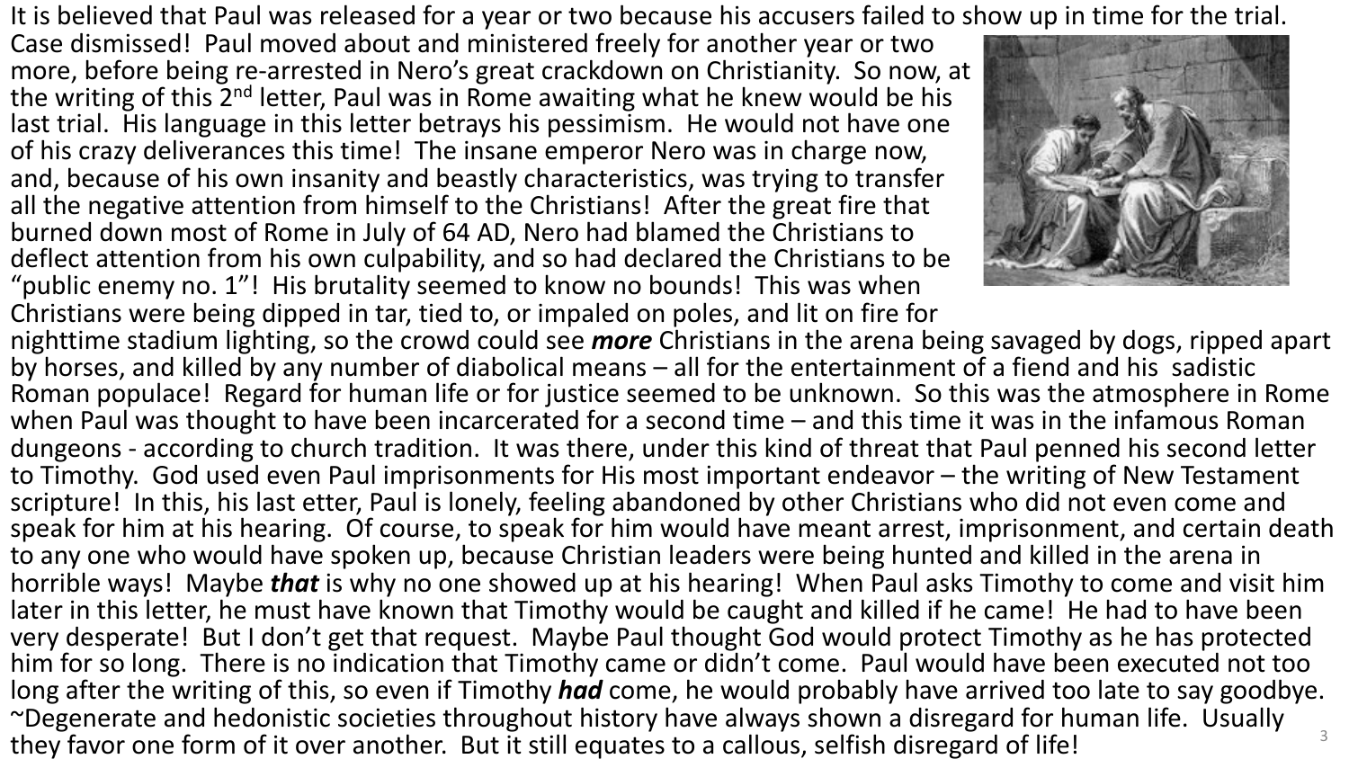It is believed that Paul was released for a year or two because his accusers failed to show up in time for the trial. Case dismissed! Paul moved about and ministered freely for another year or two more, before being re-arrested in Nero's great crackdown on Christianity. So now, at the writing of this 2nd letter, Paul was in Rome awaiting what he knew would be his last trial. His language in this letter betrays his pessimism. He would not have one of his crazy deliverances this time! The insane emperor Nero was in charge now, and, because of his own insanity and beastly characteristics, was trying to transfer all the negative attention from himself to the Christians! After the great fire that burned down most of Rome in July of 64 AD, Nero had blamed the Christians to deflect attention from his own culpability, and so had declared the Christians to be "public enemy no. 1"! His brutality seemed to know no bounds! This was when Christians were being dipped in tar, tied to, or impaled on poles, and lit on fire for nighttime stadium lighting, so the crowd could see ***more*** Christians in the arena being savaged by dogs, ripped apart by horses, and killed by any number of diabolical means – all for the entertainment of a fiend and his sadistic Roman populace! Regard for human life or for justice seemed to be unknown. So this was the atmosphere in Rome when Paul was thought to have been incarcerated for a second time – and this time it was in the infamous Roman dungeons - according to church tradition. It was there, under this kind of threat that Paul penned his second letter to Timothy. God used even Paul imprisonments for His most important endeavor – the writing of New Testament scripture! In this, his last etter, Paul is lonely, feeling abandoned by other Christians who did not even come and speak for him at his hearing. Of course, to speak for him would have meant arrest, imprisonment, and certain death to any one who would have spoken up, because Christian leaders were being hunted and killed in the arena in horrible ways! Maybe ***that*** is why no one showed up at his hearing! When Paul asks Timothy to come and visit him later in this letter, he must have known that Timothy would be caught and killed if he came! He had to have been very desperate! But I don't get that request. Maybe Paul thought God would protect Timothy as he has protected him for so long. There is no indication that Timothy came or didn't come. Paul would have been executed not too long after the writing of this, so even if Timothy ***had*** come, he would probably have arrived too late to say goodbye. ~Degenerate and hedonistic societies throughout history have always shown a disregard for human life. Usually they favor one form of it over another. But it still equates to a callous, selfish disregard of life!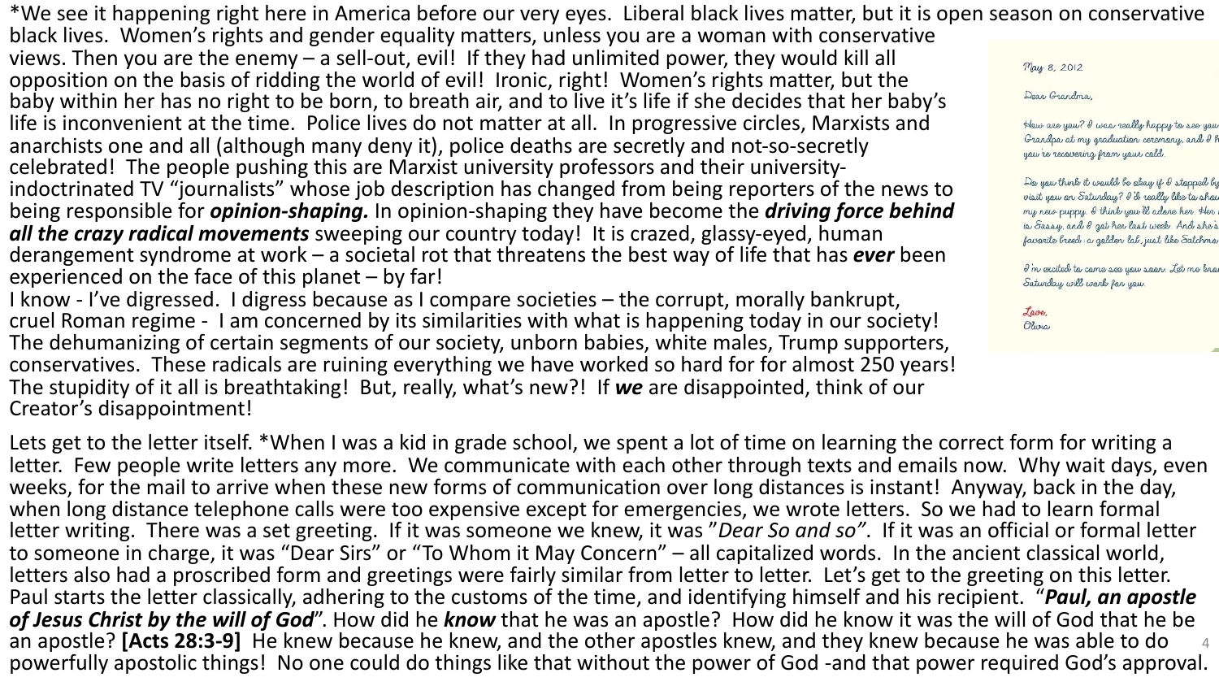*We see it happening right here in America before our very eyes. Liberal black lives matter, but it is open season on conservative black lives. Women's rights and gender equality matters, unless you are a woman with conservative views. Then you are the enemy – a sell-out, evil! If they had unlimited power, they would kill all opposition on the basis of ridding the world of evil! Ironic, right! Women's rights matter, but the baby within her has no right to be born, to breath air, and to live it's life if she decides that her baby's life is inconvenient at the time. Police lives do not matter at all. In progressive circles, Marxists and anarchists one and all (although many deny it), police deaths are secretly and not-so-secretly celebrated! The people pushing this are Marxist university professors and their university-indoctrinated TV "journalists" whose job description has changed from being reporters of the news to being responsible for ***opinion-shaping.*** In opinion-shaping they have become the ***driving force behind all the crazy radical movements*** sweeping our country today! It is crazed, glassy-eyed, human derangement syndrome at work – a societal rot that threatens the best way of life that has ***ever*** been experienced on the face of this planet – by far!

I know - I've digressed. I digress because as I compare societies – the corrupt, morally bankrupt, cruel Roman regime - I am concerned by its similarities with what is happening today in our society! The dehumanizing of certain segments of our society, unborn babies, white males, Trump supporters, conservatives. These radicals are ruining everything we have worked so hard for for almost 250 years! The stupidity of it all is breathtaking! But, really, what's new?! If ***we*** are disappointed, think of our Creator's disappointment!

Lets get to the letter itself. *When I was a kid in grade school, we spent a lot of time on learning the correct form for writing a letter. Few people write letters any more. We communicate with each other through texts and emails now. Why wait days, even weeks, for the mail to arrive when these new forms of communication over long distances is instant! Anyway, back in the day, when long distance telephone calls were too expensive except for emergencies, we wrote letters. So we had to learn formal letter writing. There was a set greeting. If it was someone we knew, it was "*Dear So and so"*. If it was an official or formal letter to someone in charge, it was "Dear Sirs" or "To Whom it May Concern" – all capitalized words. In the ancient classical world, letters also had a proscribed form and greetings were fairly similar from letter to letter. Let's get to the greeting on this letter. Paul starts the letter classically, adhering to the customs of the time, and identifying himself and his recipient. "***Paul, an apostle of Jesus Christ by the will of God***". How did he ***know*** that he was an apostle? How did he know it was the will of God that he be an apostle? **[Acts 28:3-9]** He knew because he knew, and the other apostles knew, and they knew because he was able to do powerfully apostolic things! No one could do things like that without the power of God -and that power required God's approval.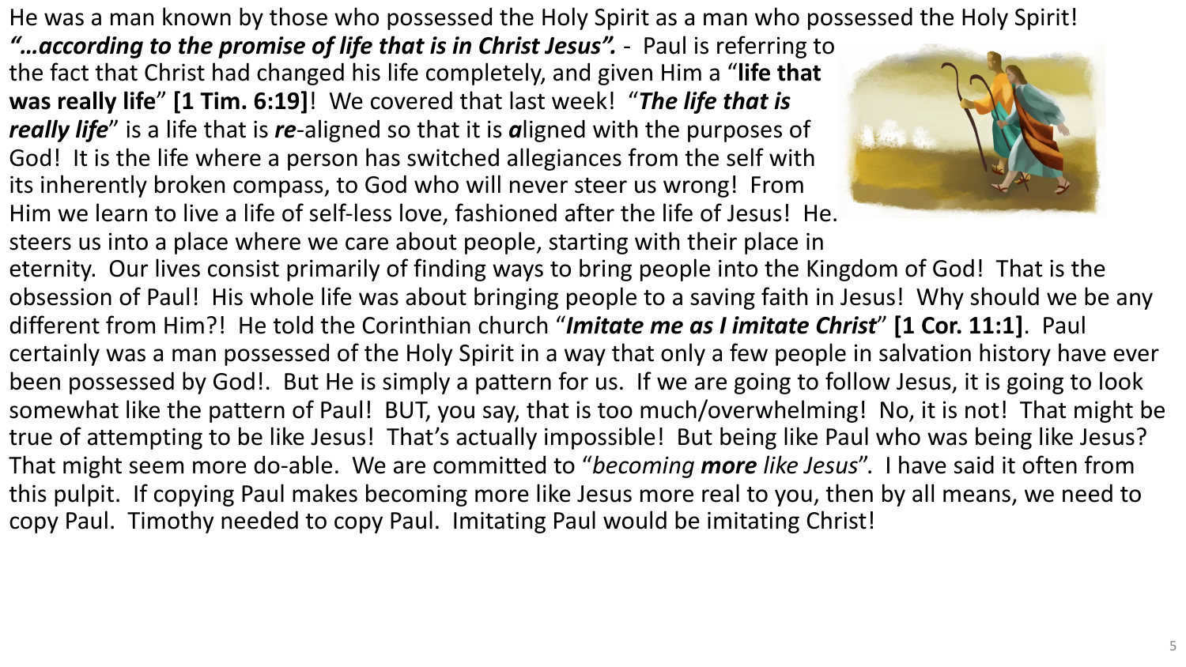He was a man known by those who possessed the Holy Spirit as a man who possessed the Holy Spirit!

***"…according to the promise of life that is in Christ Jesus".*** - Paul is referring to the fact that Christ had changed his life completely, and given Him a "**life that was really life**" **[1 Tim. 6:19]**! We covered that last week! "***The life that is really life***" is a life that is ***re***-aligned so that it is ***a***ligned with the purposes of God! It is the life where a person has switched allegiances from the self with its inherently broken compass, to God who will never steer us wrong! From Him we learn to live a life of self-less love, fashioned after the life of Jesus! He. steers us into a place where we care about people, starting with their place in eternity. Our lives consist primarily of finding ways to bring people into the Kingdom of God! That is the obsession of Paul! His whole life was about bringing people to a saving faith in Jesus! Why should we be any different from Him?! He told the Corinthian church "***Imitate me as I imitate Christ***" **[1 Cor. 11:1]**. Paul certainly was a man possessed of the Holy Spirit in a way that only a few people in salvation history have ever been possessed by God!. But He is simply a pattern for us. If we are going to follow Jesus, it is going to look somewhat like the pattern of Paul! BUT, you say, that is too much/overwhelming! No, it is not! That might be true of attempting to be like Jesus! That's actually impossible! But being like Paul who was being like Jesus? That might seem more do-able. We are committed to "*becoming **more** like Jesus*". I have said it often from this pulpit. If copying Paul makes becoming more like Jesus more real to you, then by all means, we need to copy Paul. Timothy needed to copy Paul. Imitating Paul would be imitating Christ!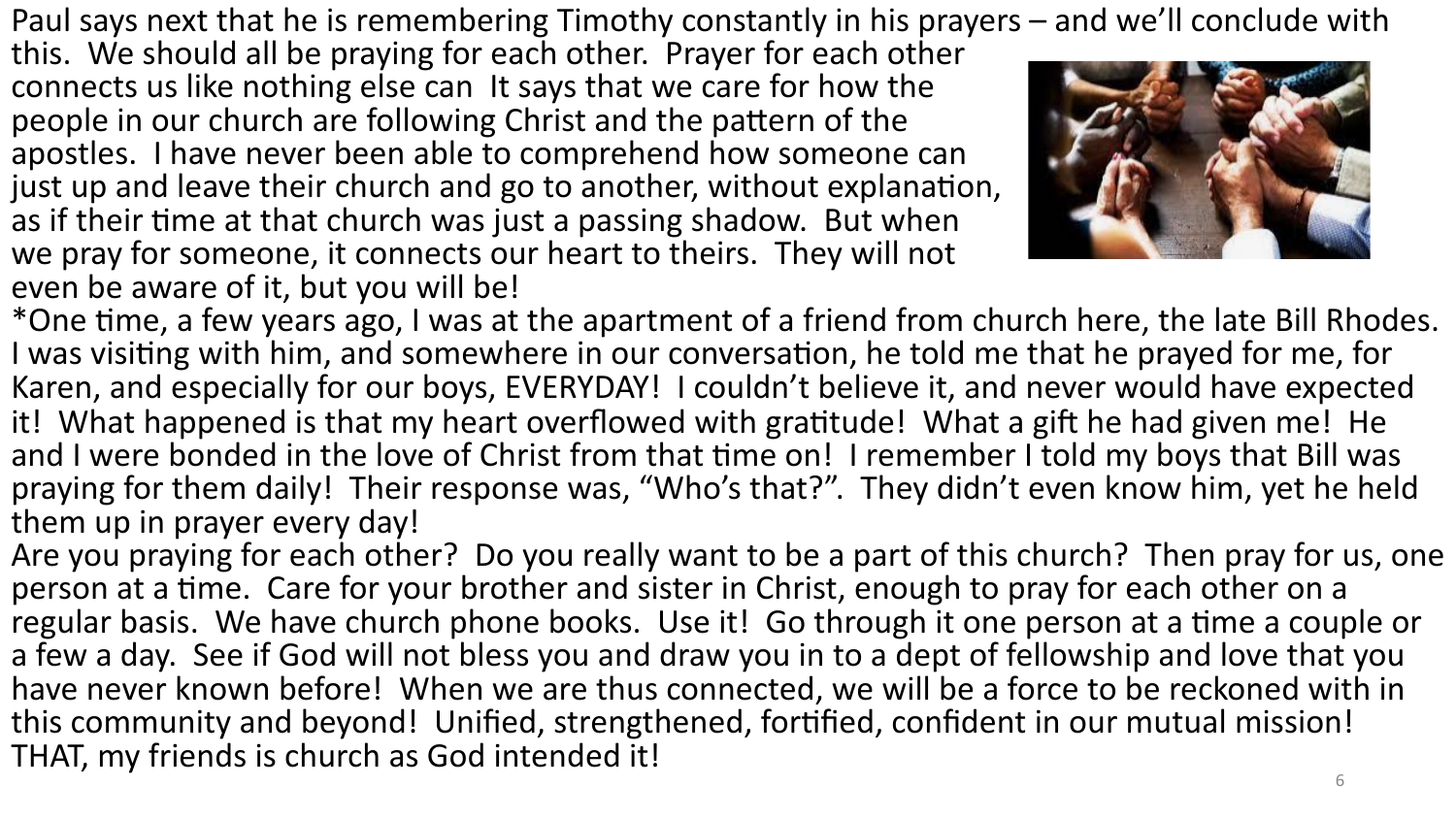Paul says next that he is remembering Timothy constantly in his prayers – and we'll conclude with this. We should all be praying for each other. Prayer for each other connects us like nothing else can It says that we care for how the people in our church are following Christ and the pattern of the apostles. I have never been able to comprehend how someone can just up and leave their church and go to another, without explanation, as if their time at that church was just a passing shadow. But when we pray for someone, it connects our heart to theirs. They will not even be aware of it, but you will be!

*One time, a few years ago, I was at the apartment of a friend from church here, the late Bill Rhodes. I was visiting with him, and somewhere in our conversation, he told me that he prayed for me, for Karen, and especially for our boys, EVERYDAY! I couldn't believe it, and never would have expected it! What happened is that my heart overflowed with gratitude! What a gift he had given me! He and I were bonded in the love of Christ from that time on! I remember I told my boys that Bill was praying for them daily! Their response was, "Who's that?". They didn't even know him, yet he held them up in prayer every day!

Are you praying for each other? Do you really want to be a part of this church? Then pray for us, one person at a time. Care for your brother and sister in Christ, enough to pray for each other on a regular basis. We have church phone books. Use it! Go through it one person at a time a couple or a few a day. See if God will not bless you and draw you in to a dept of fellowship and love that you have never known before! When we are thus connected, we will be a force to be reckoned with in this community and beyond! Unified, strengthened, fortified, confident in our mutual mission! THAT, my friends is church as God intended it!